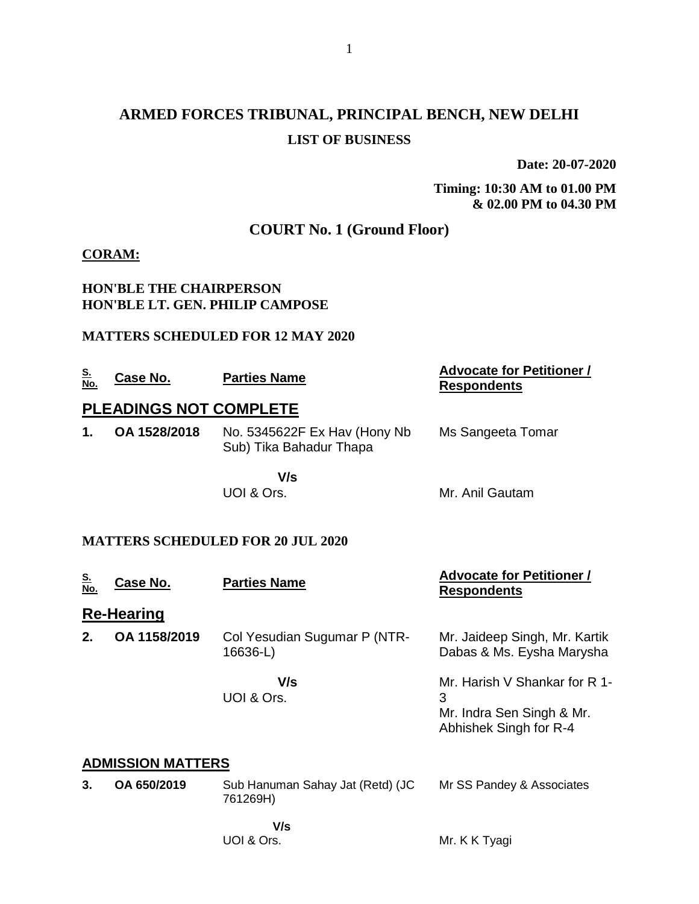# ARMED FORCES TRIBUNAL, PRINCIPAL BENCH, NEW DELHI

## LIST OF BUSINESS

**Date: 20-07-2020**

**Timing: 10:30 AM to 01.00 PM & 02.00 PM to 04.30 PM**

## COURT No. 1 (Ground Floor)

**CORAM:**

**HON'BLE THE CHAIRPERSON**
**HON'BLE LT. GEN. PHILIP CAMPOSE**

**MATTERS SCHEDULED FOR 12 MAY 2020**

| S. No. | Case No. | Parties Name | Advocate for Petitioner / Respondents |
|---|---|---|---|
| **PLEADINGS NOT COMPLETE** | | | |
| **1.** | **OA 1528/2018** | No. 5345622F Ex Hav (Hony Nb Sub) Tika Bahadur Thapa | Ms Sangeeta Tomar |
| | | **V/s** UOI & Ors. | Mr. Anil Gautam |

**MATTERS SCHEDULED FOR 20 JUL 2020**

| S. No. | Case No. | Parties Name | Advocate for Petitioner / Respondents |
|---|---|---|---|
| **Re-Hearing** | | | |
| **2.** | **OA 1158/2019** | Col Yesudian Sugumar P (NTR-16636-L) | Mr. Jaideep Singh, Mr. Kartik Dabas & Ms. Eysha Marysha |
| | | **V/s** UOI & Ors. | Mr. Harish V Shankar for R 1-3 Mr. Indra Sen Singh & Mr. Abhishek Singh for R-4 |
| **ADMISSION MATTERS** | | | |
| **3.** | **OA 650/2019** | Sub Hanuman Sahay Jat (Retd) (JC 761269H) | Mr SS Pandey & Associates |
| | | **V/s** UOI & Ors. | Mr. K K Tyagi |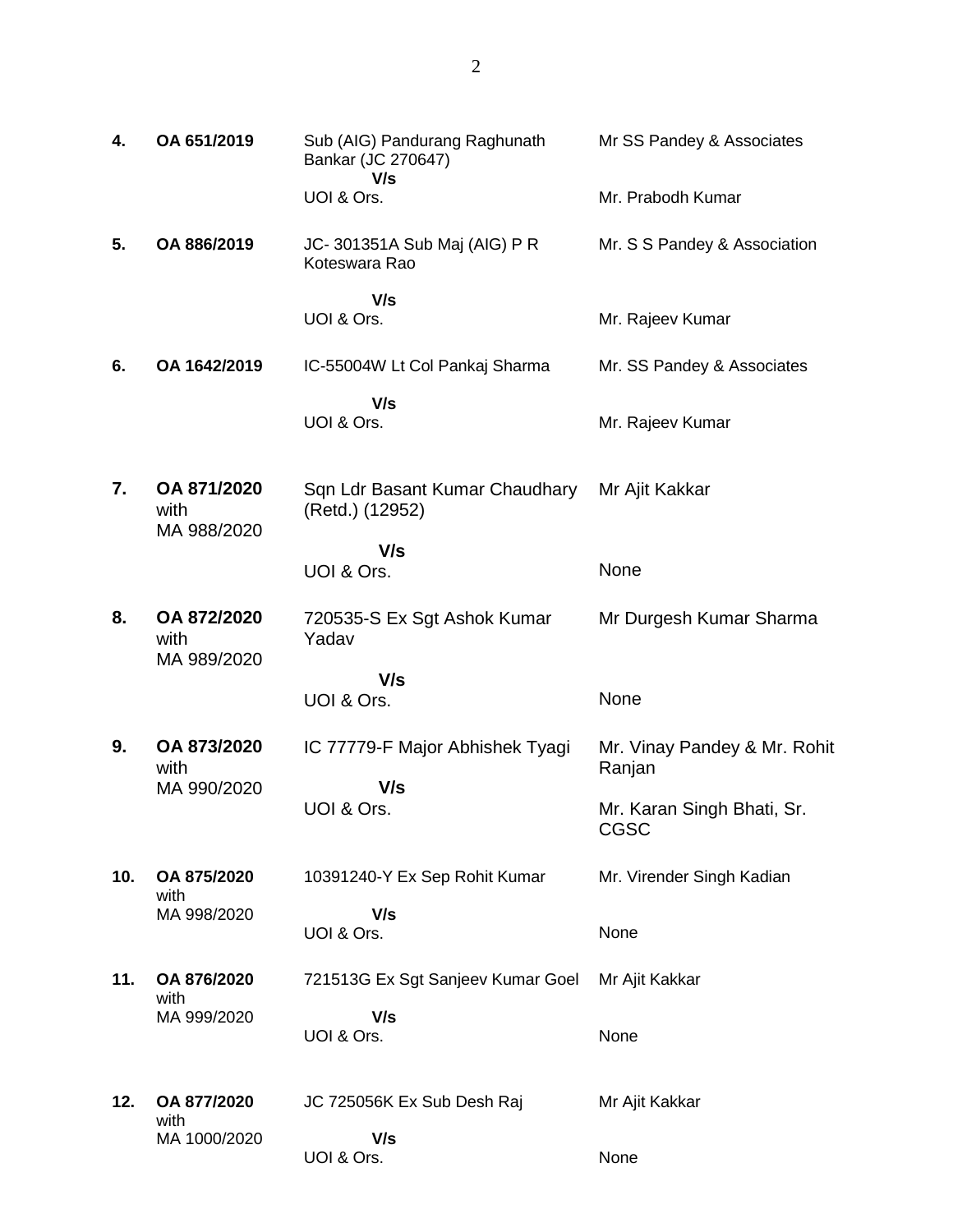| | | | |
|---|---|---|---|
| **4.** | **OA 651/2019** | Sub (AIG) Pandurang Raghunath Bankar (JC 270647)<br>**V/s**<br>UOI & Ors. | Mr SS Pandey & Associates<br><br>Mr. Prabodh Kumar |
| **5.** | **OA 886/2019** | JC- 301351A Sub Maj (AIG) P R Koteswara Rao<br>**V/s**<br>UOI & Ors. | Mr. S S Pandey & Association<br><br>Mr. Rajeev Kumar |
| **6.** | **OA 1642/2019** | IC-55004W Lt Col Pankaj Sharma<br>**V/s**<br>UOI & Ors. | Mr. SS Pandey & Associates<br><br>Mr. Rajeev Kumar |
| **7.** | **OA 871/2020** with MA 988/2020 | Sqn Ldr Basant Kumar Chaudhary (Retd.) (12952)<br>**V/s**<br>UOI & Ors. | Mr Ajit Kakkar<br><br>None |
| **8.** | **OA 872/2020** with MA 989/2020 | 720535-S Ex Sgt Ashok Kumar Yadav<br>**V/s**<br>UOI & Ors. | Mr Durgesh Kumar Sharma<br><br>None |
| **9.** | **OA 873/2020** with MA 990/2020 | IC 77779-F Major Abhishek Tyagi<br>**V/s**<br>UOI & Ors. | Mr. Vinay Pandey & Mr. Rohit Ranjan<br><br>Mr. Karan Singh Bhati, Sr. CGSC |
| **10.** | **OA 875/2020** with MA 998/2020 | 10391240-Y Ex Sep Rohit Kumar<br>**V/s**<br>UOI & Ors. | Mr. Virender Singh Kadian<br><br>None |
| **11.** | **OA 876/2020** with MA 999/2020 | 721513G Ex Sgt Sanjeev Kumar Goel<br>**V/s**<br>UOI & Ors. | Mr Ajit Kakkar<br><br>None |
| **12.** | **OA 877/2020** with MA 1000/2020 | JC 725056K Ex Sub Desh Raj<br>**V/s**<br>UOI & Ors. | Mr Ajit Kakkar<br><br>None |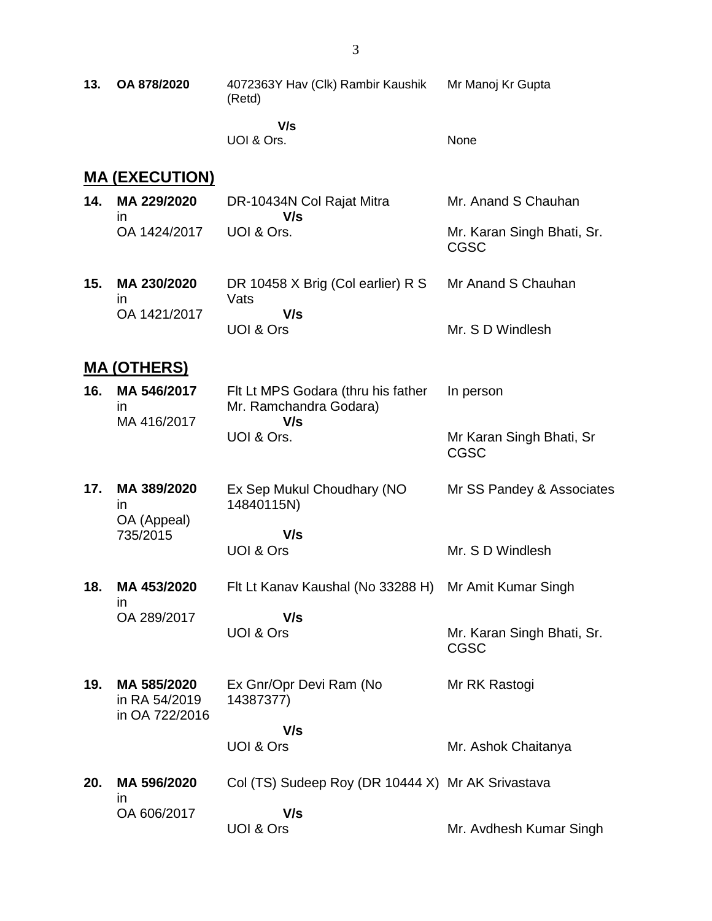| | | | |
|---|---|---|---|
| **13.** | **OA 878/2020** | 4072363Y Hav (Clk) Rambir Kaushik (Retd)<br>**V/s**<br>UOI & Ors. | Mr Manoj Kr Gupta<br><br>None |

## **MA (EXECUTION)**

| | | | |
|---|---|---|---|
| **14.** | **MA 229/2020** in OA 1424/2017 | DR-10434N Col Rajat Mitra<br>**V/s**<br>UOI & Ors. | Mr. Anand S Chauhan<br><br>Mr. Karan Singh Bhati, Sr. CGSC |
| **15.** | **MA 230/2020** in OA 1421/2017 | DR 10458 X Brig (Col earlier) R S Vats<br>**V/s**<br>UOI & Ors | Mr Anand S Chauhan<br><br>Mr. S D Windlesh |

## **MA (OTHERS)**

| | | | |
|---|---|---|---|
| **16.** | **MA 546/2017** in MA 416/2017 | Flt Lt MPS Godara (thru his father Mr. Ramchandra Godara)<br>**V/s**<br>UOI & Ors. | In person<br><br>Mr Karan Singh Bhati, Sr CGSC |
| **17.** | **MA 389/2020** in OA (Appeal) 735/2015 | Ex Sep Mukul Choudhary (NO 14840115N)<br>**V/s**<br>UOI & Ors | Mr SS Pandey & Associates<br><br>Mr. S D Windlesh |
| **18.** | **MA 453/2020** in OA 289/2017 | Flt Lt Kanav Kaushal (No 33288 H)<br>**V/s**<br>UOI & Ors | Mr Amit Kumar Singh<br><br>Mr. Karan Singh Bhati, Sr. CGSC |
| **19.** | **MA 585/2020** in RA 54/2019 in OA 722/2016 | Ex Gnr/Opr Devi Ram (No 14387377)<br>**V/s**<br>UOI & Ors | Mr RK Rastogi<br><br>Mr. Ashok Chaitanya |
| **20.** | **MA 596/2020** in OA 606/2017 | Col (TS) Sudeep Roy (DR 10444 X)<br>**V/s**<br>UOI & Ors | Mr AK Srivastava<br><br>Mr. Avdhesh Kumar Singh |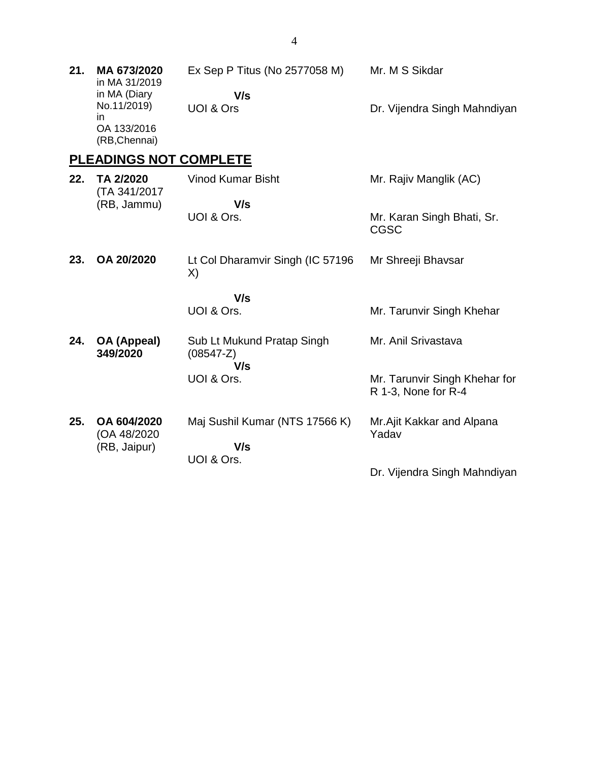| | | | |
|---|---|---|---|
| **21.** | **MA 673/2020** in MA 31/2019 in MA (Diary No.11/2019) in OA 133/2016 (RB,Chennai) | Ex Sep P Titus (No 2577058 M)<br>**V/s**<br>UOI & Ors | Mr. M S Sikdar<br><br>Dr. Vijendra Singh Mahndiyan |

## PLEADINGS NOT COMPLETE

| | | | |
|---|---|---|---|
| **22.** | **TA 2/2020** (TA 341/2017 (RB, Jammu) | Vinod Kumar Bisht<br>**V/s**<br>UOI & Ors. | Mr. Rajiv Manglik (AC)<br><br>Mr. Karan Singh Bhati, Sr. CGSC |
| **23.** | **OA 20/2020** | Lt Col Dharamvir Singh (IC 57196 X)<br>**V/s**<br>UOI & Ors. | Mr Shreeji Bhavsar<br><br>Mr. Tarunvir Singh Khehar |
| **24.** | **OA (Appeal) 349/2020** | Sub Lt Mukund Pratap Singh (08547-Z)<br>**V/s**<br>UOI & Ors. | Mr. Anil Srivastava<br><br>Mr. Tarunvir Singh Khehar for R 1-3, None for R-4 |
| **25.** | **OA 604/2020** (OA 48/2020 (RB, Jaipur) | Maj Sushil Kumar (NTS 17566 K)<br>**V/s**<br>UOI & Ors. | Mr.Ajit Kakkar and Alpana Yadav<br><br>Dr. Vijendra Singh Mahndiyan |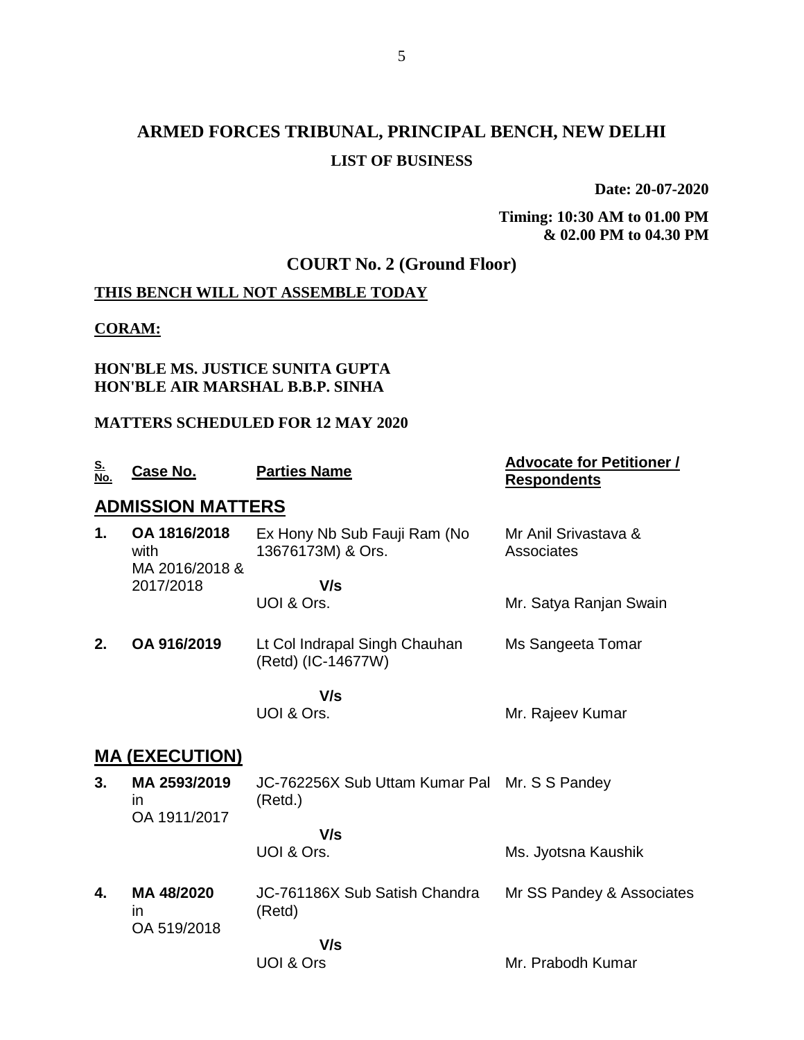# ARMED FORCES TRIBUNAL, PRINCIPAL BENCH, NEW DELHI

## LIST OF BUSINESS

**Date: 20-07-2020**

**Timing: 10:30 AM to 01.00 PM & 02.00 PM to 04.30 PM**

## COURT No. 2 (Ground Floor)

**THIS BENCH WILL NOT ASSEMBLE TODAY**

**CORAM:**

**HON'BLE MS. JUSTICE SUNITA GUPTA**
**HON'BLE AIR MARSHAL B.B.P. SINHA**

**MATTERS SCHEDULED FOR 12 MAY 2020**

| S. No. | Case No. | Parties Name | Advocate for Petitioner / Respondents |
|---|---|---|---|
| **ADMISSION MATTERS** | | | |
| **1.** | **OA 1816/2018** with MA 2016/2018 & 2017/2018 | Ex Hony Nb Sub Fauji Ram (No 13676173M) & Ors. **V/s** UOI & Ors. | Mr Anil Srivastava & Associates / Mr. Satya Ranjan Swain |
| **2.** | **OA 916/2019** | Lt Col Indrapal Singh Chauhan (Retd) (IC-14677W) **V/s** UOI & Ors. | Ms Sangeeta Tomar / Mr. Rajeev Kumar |
| **MA (EXECUTION)** | | | |
| **3.** | **MA 2593/2019** in OA 1911/2017 | JC-762256X Sub Uttam Kumar Pal (Retd.) **V/s** UOI & Ors. | Mr. S S Pandey / Ms. Jyotsna Kaushik |
| **4.** | **MA 48/2020** in OA 519/2018 | JC-761186X Sub Satish Chandra (Retd) **V/s** UOI & Ors | Mr SS Pandey & Associates / Mr. Prabodh Kumar |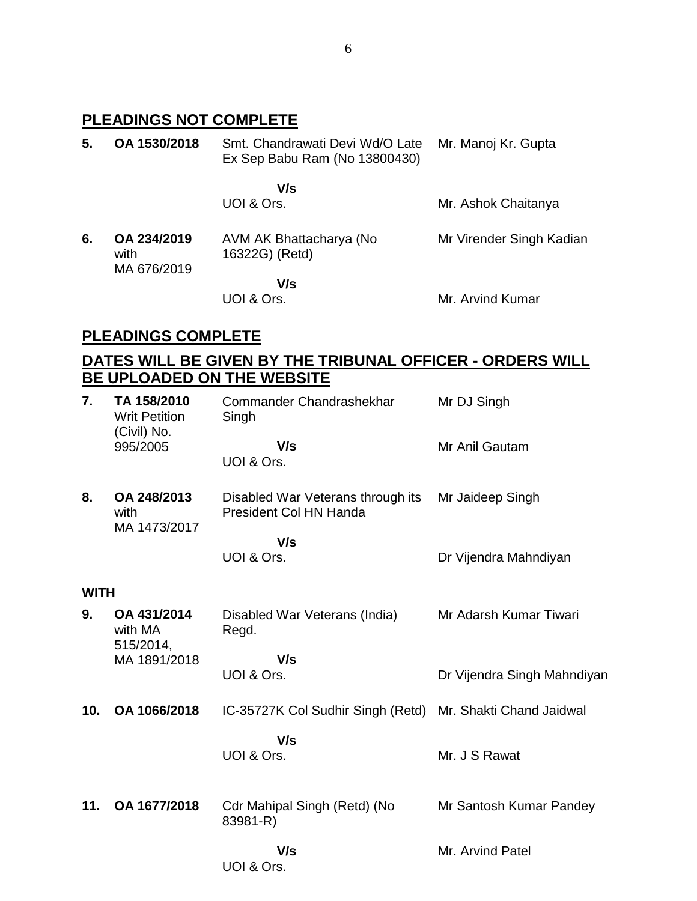## PLEADINGS NOT COMPLETE

| | | | |
|---|---|---|---|
| **5.** | **OA 1530/2018** | Smt. Chandrawati Devi Wd/O Late Ex Sep Babu Ram (No 13800430) | Mr. Manoj Kr. Gupta |
| | | **V/s** | |
| | | UOI & Ors. | Mr. Ashok Chaitanya |
| **6.** | **OA 234/2019** with MA 676/2019 | AVM AK Bhattacharya (No 16322G) (Retd) | Mr Virender Singh Kadian |
| | | **V/s** | |
| | | UOI & Ors. | Mr. Arvind Kumar |

## PLEADINGS COMPLETE

## DATES WILL BE GIVEN BY THE TRIBUNAL OFFICER - ORDERS WILL BE UPLOADED ON THE WEBSITE

| | | | |
|---|---|---|---|
| **7.** | **TA 158/2010** Writ Petition (Civil) No. 995/2005 | Commander Chandrashekhar Singh | Mr DJ Singh |
| | | **V/s** | Mr Anil Gautam |
| | | UOI & Ors. | |
| **8.** | **OA 248/2013** with MA 1473/2017 | Disabled War Veterans through its President Col HN Handa | Mr Jaideep Singh |
| | | **V/s** | |
| | | UOI & Ors. | Dr Vijendra Mahndiyan |

**WITH**

| | | | |
|---|---|---|---|
| **9.** | **OA 431/2014** with MA 515/2014, MA 1891/2018 | Disabled War Veterans (India) Regd. | Mr Adarsh Kumar Tiwari |
| | | **V/s** | |
| | | UOI & Ors. | Dr Vijendra Singh Mahndiyan |
| **10.** | **OA 1066/2018** | IC-35727K Col Sudhir Singh (Retd) | Mr. Shakti Chand Jaidwal |
| | | **V/s** | |
| | | UOI & Ors. | Mr. J S Rawat |
| **11.** | **OA 1677/2018** | Cdr Mahipal Singh (Retd) (No 83981-R) | Mr Santosh Kumar Pandey |
| | | **V/s** | Mr. Arvind Patel |
| | | UOI & Ors. | |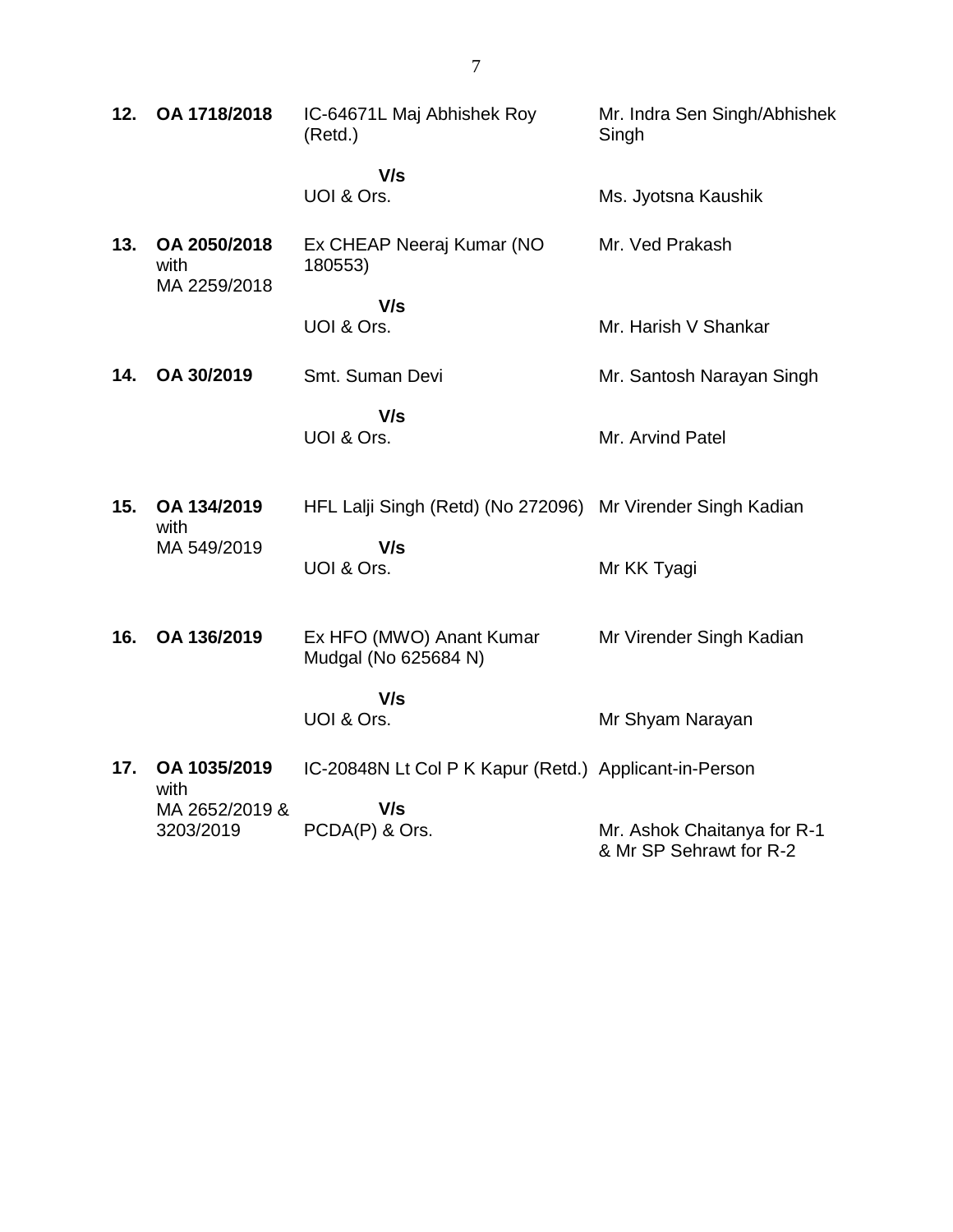| | | | |
|---|---|---|---|
| **12.** | **OA 1718/2018** | IC-64671L Maj Abhishek Roy (Retd.) | Mr. Indra Sen Singh/Abhishek Singh |
| | | **V/s** | |
| | | UOI & Ors. | Ms. Jyotsna Kaushik |
| **13.** | **OA 2050/2018** with MA 2259/2018 | Ex CHEAP Neeraj Kumar (NO 180553) | Mr. Ved Prakash |
| | | **V/s** | |
| | | UOI & Ors. | Mr. Harish V Shankar |
| **14.** | **OA 30/2019** | Smt. Suman Devi | Mr. Santosh Narayan Singh |
| | | **V/s** | |
| | | UOI & Ors. | Mr. Arvind Patel |
| **15.** | **OA 134/2019** with MA 549/2019 | HFL Lalji Singh (Retd) (No 272096) | Mr Virender Singh Kadian |
| | | **V/s** | |
| | | UOI & Ors. | Mr KK Tyagi |
| **16.** | **OA 136/2019** | Ex HFO (MWO) Anant Kumar Mudgal (No 625684 N) | Mr Virender Singh Kadian |
| | | **V/s** | |
| | | UOI & Ors. | Mr Shyam Narayan |
| **17.** | **OA 1035/2019** with MA 2652/2019 & 3203/2019 | IC-20848N Lt Col P K Kapur (Retd.) | Applicant-in-Person |
| | | **V/s** | |
| | | PCDA(P) & Ors. | Mr. Ashok Chaitanya for R-1 & Mr SP Sehrawt for R-2 |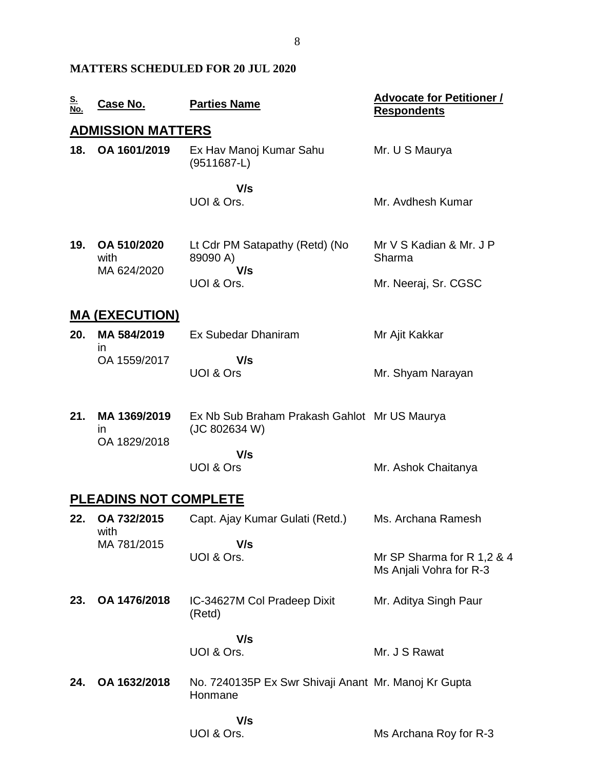**MATTERS SCHEDULED FOR 20 JUL 2020**

| S. No. | Case No. | Parties Name | Advocate for Petitioner / Respondents |
|---|---|---|---|
| **ADMISSION MATTERS** | | | |
| **18.** | **OA 1601/2019** | Ex Hav Manoj Kumar Sahu (9511687-L) | Mr. U S Maurya |
| | | **V/s** | |
| | | UOI & Ors. | Mr. Avdhesh Kumar |
| **19.** | **OA 510/2020** with MA 624/2020 | Lt Cdr PM Satapathy (Retd) (No 89090 A) | Mr V S Kadian & Mr. J P Sharma |
| | | **V/s** | |
| | | UOI & Ors. | Mr. Neeraj, Sr. CGSC |
| **MA (EXECUTION)** | | | |
| **20.** | **MA 584/2019** in OA 1559/2017 | Ex Subedar Dhaniram | Mr Ajit Kakkar |
| | | **V/s** | |
| | | UOI & Ors | Mr. Shyam Narayan |
| **21.** | **MA 1369/2019** in OA 1829/2018 | Ex Nb Sub Braham Prakash Gahlot (JC 802634 W) | Mr US Maurya |
| | | **V/s** | |
| | | UOI & Ors | Mr. Ashok Chaitanya |
| **PLEADINS NOT COMPLETE** | | | |
| **22.** | **OA 732/2015** with MA 781/2015 | Capt. Ajay Kumar Gulati (Retd.) | Ms. Archana Ramesh |
| | | **V/s** | |
| | | UOI & Ors. | Mr SP Sharma for R 1,2 & 4<br>Ms Anjali Vohra for R-3 |
| **23.** | **OA 1476/2018** | IC-34627M Col Pradeep Dixit (Retd) | Mr. Aditya Singh Paur |
| | | **V/s** | |
| | | UOI & Ors. | Mr. J S Rawat |
| **24.** | **OA 1632/2018** | No. 7240135P Ex Swr Shivaji Anant Honmane | Mr. Manoj Kr Gupta |
| | | **V/s** | |
| | | UOI & Ors. | Ms Archana Roy for R-3 |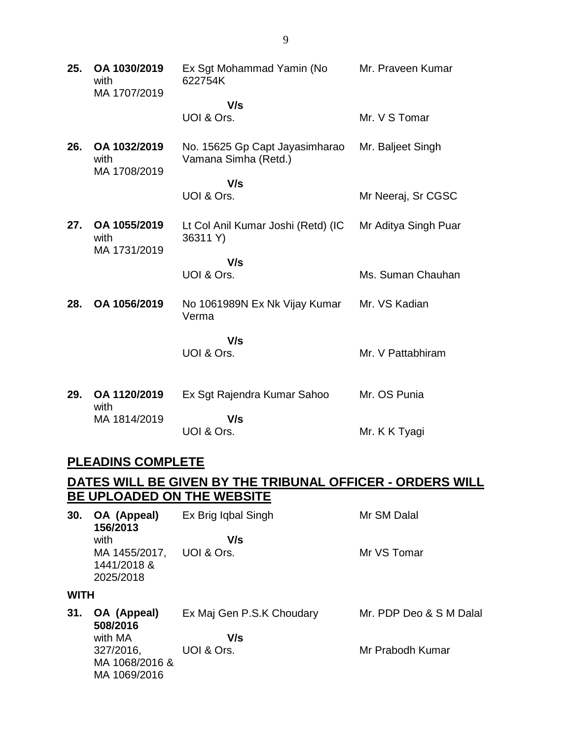| | | | |
|---|---|---|---|
| **25.** | **OA 1030/2019** with MA 1707/2019 | Ex Sgt Mohammad Yamin (No 622754K<br>**V/s**<br>UOI & Ors. | Mr. Praveen Kumar<br><br>Mr. V S Tomar |
| **26.** | **OA 1032/2019** with MA 1708/2019 | No. 15625 Gp Capt Jayasimharao Vamana Simha (Retd.)<br>**V/s**<br>UOI & Ors. | Mr. Baljeet Singh<br><br>Mr Neeraj, Sr CGSC |
| **27.** | **OA 1055/2019** with MA 1731/2019 | Lt Col Anil Kumar Joshi (Retd) (IC 36311 Y)<br>**V/s**<br>UOI & Ors. | Mr Aditya Singh Puar<br><br>Ms. Suman Chauhan |
| **28.** | **OA 1056/2019** | No 1061989N Ex Nk Vijay Kumar Verma<br>**V/s**<br>UOI & Ors. | Mr. VS Kadian<br><br>Mr. V Pattabhiram |
| **29.** | **OA 1120/2019** with MA 1814/2019 | Ex Sgt Rajendra Kumar Sahoo<br>**V/s**<br>UOI & Ors. | Mr. OS Punia<br><br>Mr. K K Tyagi |

## PLEADINS COMPLETE

## DATES WILL BE GIVEN BY THE TRIBUNAL OFFICER - ORDERS WILL BE UPLOADED ON THE WEBSITE

| | | | |
|---|---|---|---|
| **30.** | **OA (Appeal) 156/2013** with MA 1455/2017, 1441/2018 & 2025/2018 | Ex Brig Iqbal Singh<br>**V/s**<br>UOI & Ors. | Mr SM Dalal<br><br>Mr VS Tomar |

**WITH**

| | | | |
|---|---|---|---|
| **31.** | **OA (Appeal) 508/2016** with MA 327/2016, MA 1068/2016 & MA 1069/2016 | Ex Maj Gen P.S.K Choudary<br>**V/s**<br>UOI & Ors. | Mr. PDP Deo & S M Dalal<br><br>Mr Prabodh Kumar |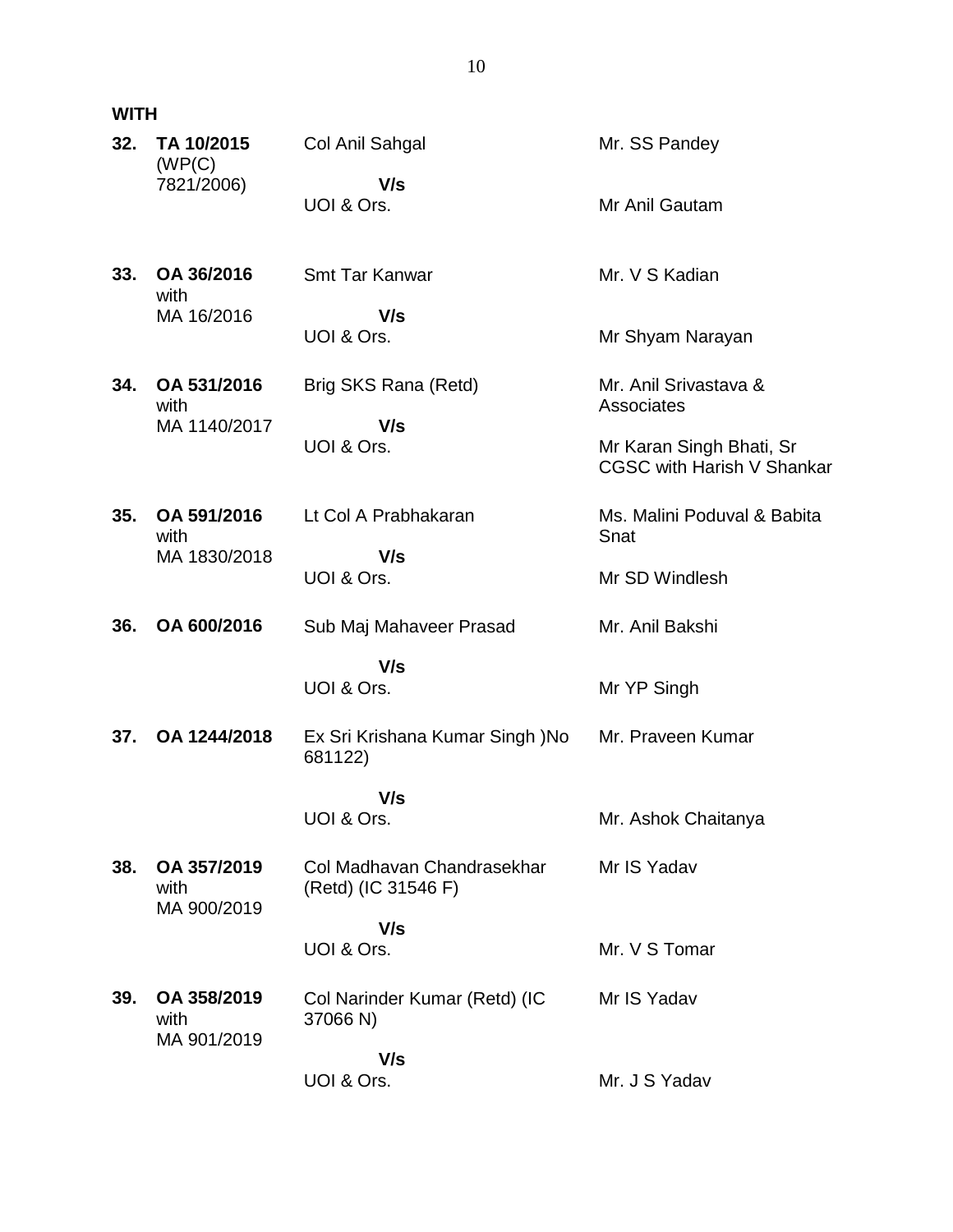**WITH**

| | | | |
|---|---|---|---|
| **32.** | **TA 10/2015** (WP(C) 7821/2006) | Col Anil Sahgal<br>**V/s**<br>UOI & Ors. | Mr. SS Pandey<br><br>Mr Anil Gautam |
| **33.** | **OA 36/2016** with MA 16/2016 | Smt Tar Kanwar<br>**V/s**<br>UOI & Ors. | Mr. V S Kadian<br><br>Mr Shyam Narayan |
| **34.** | **OA 531/2016** with MA 1140/2017 | Brig SKS Rana (Retd)<br>**V/s**<br>UOI & Ors. | Mr. Anil Srivastava & Associates<br><br>Mr Karan Singh Bhati, Sr CGSC with Harish V Shankar |
| **35.** | **OA 591/2016** with MA 1830/2018 | Lt Col A Prabhakaran<br>**V/s**<br>UOI & Ors. | Ms. Malini Poduval & Babita Snat<br><br>Mr SD Windlesh |
| **36.** | **OA 600/2016** | Sub Maj Mahaveer Prasad<br>**V/s**<br>UOI & Ors. | Mr. Anil Bakshi<br><br>Mr YP Singh |
| **37.** | **OA 1244/2018** | Ex Sri Krishana Kumar Singh )No 681122)<br>**V/s**<br>UOI & Ors. | Mr. Praveen Kumar<br><br>Mr. Ashok Chaitanya |
| **38.** | **OA 357/2019** with MA 900/2019 | Col Madhavan Chandrasekhar (Retd) (IC 31546 F)<br>**V/s**<br>UOI & Ors. | Mr IS Yadav<br><br>Mr. V S Tomar |
| **39.** | **OA 358/2019** with MA 901/2019 | Col Narinder Kumar (Retd) (IC 37066 N)<br>**V/s**<br>UOI & Ors. | Mr IS Yadav<br><br>Mr. J S Yadav |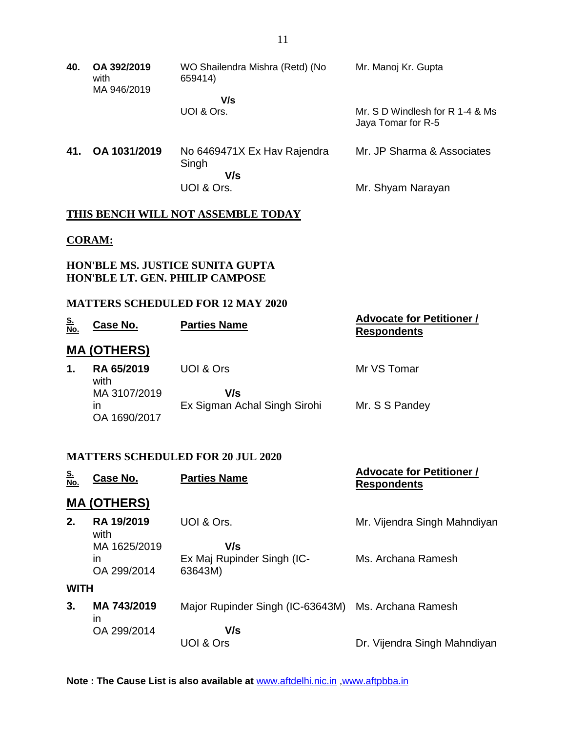| | | | |
|---|---|---|---|
| **40.** | **OA 392/2019** with MA 946/2019 | WO Shailendra Mishra (Retd) (No 659414) **V/s** UOI & Ors. | Mr. Manoj Kr. Gupta<br>Mr. S D Windlesh for R 1-4 & Ms Jaya Tomar for R-5 |
| **41.** | **OA 1031/2019** | No 6469471X Ex Hav Rajendra Singh **V/s** UOI & Ors. | Mr. JP Sharma & Associates<br>Mr. Shyam Narayan |

**THIS BENCH WILL NOT ASSEMBLE TODAY**

**CORAM:**

**HON'BLE MS. JUSTICE SUNITA GUPTA**
**HON'BLE LT. GEN. PHILIP CAMPOSE**

**MATTERS SCHEDULED FOR 12 MAY 2020**

| S. No. | Case No. | Parties Name | Advocate for Petitioner / Respondents |
|---|---|---|---|
| | **MA (OTHERS)** | | |
| **1.** | **RA 65/2019** with MA 3107/2019 in OA 1690/2017 | UOI & Ors **V/s** Ex Sigman Achal Singh Sirohi | Mr VS Tomar<br>Mr. S S Pandey |

**MATTERS SCHEDULED FOR 20 JUL 2020**

| S. No. | Case No. | Parties Name | Advocate for Petitioner / Respondents |
|---|---|---|---|
| | **MA (OTHERS)** | | |
| **2.** | **RA 19/2019** with MA 1625/2019 in OA 299/2014 | UOI & Ors. **V/s** Ex Maj Rupinder Singh (IC-63643M) | Mr. Vijendra Singh Mahndiyan<br>Ms. Archana Ramesh |
| **WITH** | | | |
| **3.** | **MA 743/2019** in OA 299/2014 | Major Rupinder Singh (IC-63643M) **V/s** UOI & Ors | Ms. Archana Ramesh<br>Dr. Vijendra Singh Mahndiyan |

**Note : The Cause List is also available at** www.aftdelhi.nic.in ,www.aftpbba.in